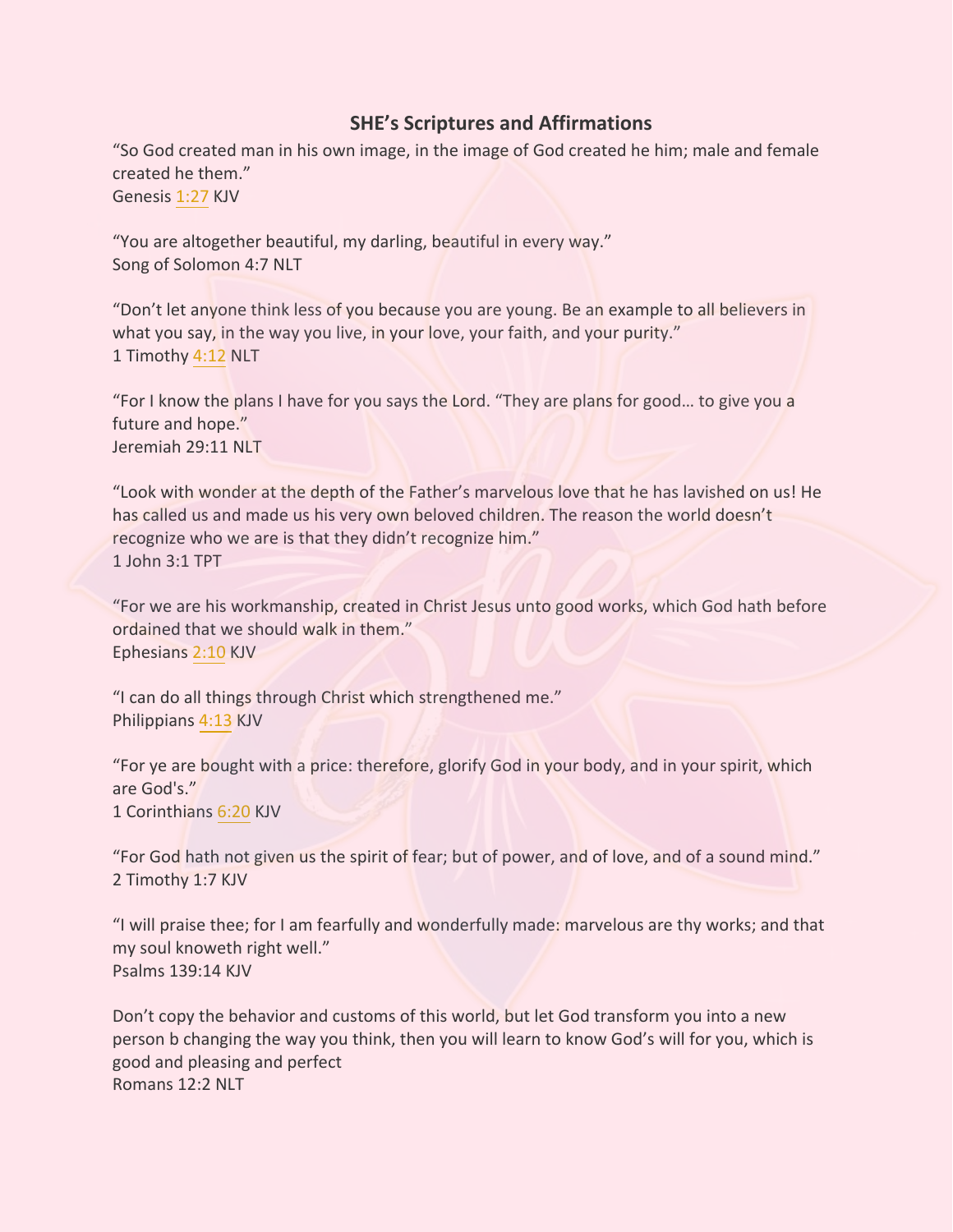## SHE's Scriptures and Affirmations

"So God created man in his own image, in the image of God created he him; male and female created he them."
Genesis 1:27 KJV

"You are altogether beautiful, my darling, beautiful in every way."
Song of Solomon 4:7 NLT

"Don't let anyone think less of you because you are young. Be an example to all believers in what you say, in the way you live, in your love, your faith, and your purity."
1 Timothy 4:12 NLT

"For I know the plans I have for you says the Lord. "They are plans for good… to give you a future and hope."
Jeremiah 29:11 NLT

"Look with wonder at the depth of the Father's marvelous love that he has lavished on us! He has called us and made us his very own beloved children. The reason the world doesn't recognize who we are is that they didn't recognize him."
1 John 3:1 TPT

"For we are his workmanship, created in Christ Jesus unto good works, which God hath before ordained that we should walk in them."
Ephesians 2:10 KJV

"I can do all things through Christ which strengthened me."
Philippians 4:13 KJV

"For ye are bought with a price: therefore, glorify God in your body, and in your spirit, which are God's."
1 Corinthians 6:20 KJV

"For God hath not given us the spirit of fear; but of power, and of love, and of a sound mind."
2 Timothy 1:7 KJV

"I will praise thee; for I am fearfully and wonderfully made: marvelous are thy works; and that my soul knoweth right well."
Psalms 139:14 KJV

Don't copy the behavior and customs of this world, but let God transform you into a new person b changing the way you think, then you will learn to know God's will for you, which is good and pleasing and perfect
Romans 12:2 NLT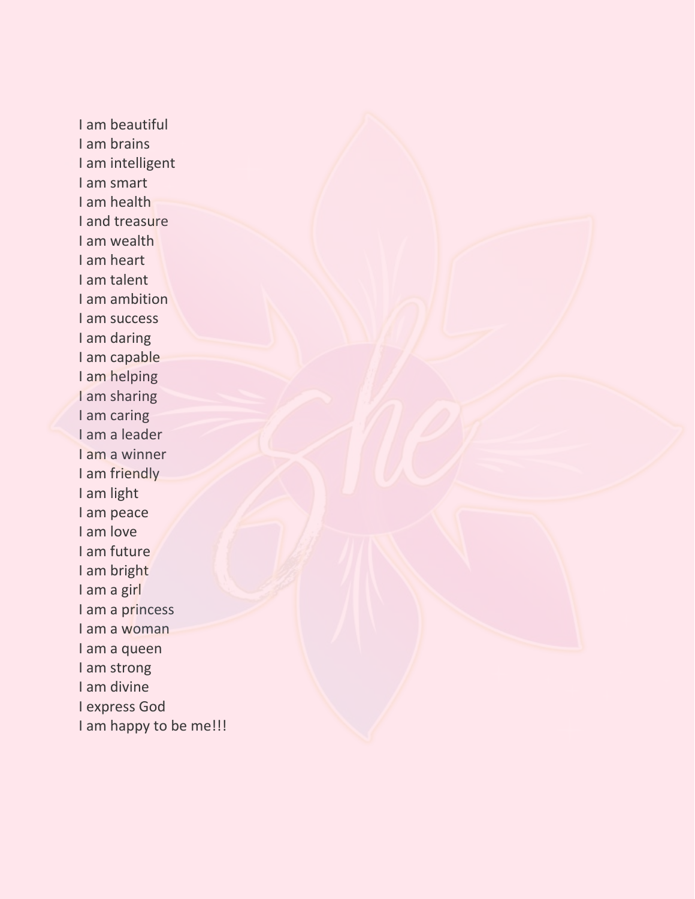I am beautiful
I am brains
I am intelligent
I am smart
I am health
I and treasure
I am wealth
I am heart
I am talent
I am ambition
I am success
I am daring
I am capable
I am helping
I am sharing
I am caring
I am a leader
I am a winner
I am friendly
I am light
I am peace
I am love
I am future
I am bright
I am a girl
I am a princess
I am a woman
I am a queen
I am strong
I am divine
I express God
I am happy to be me!!!